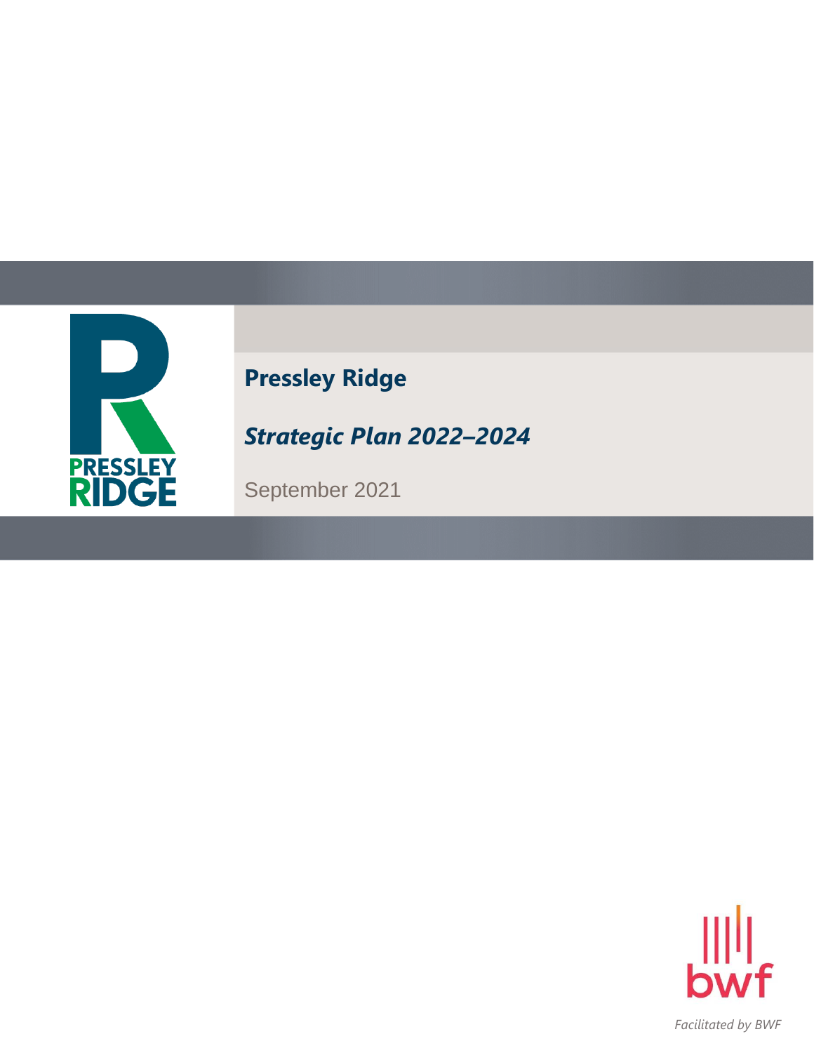# Pressley Ridge

## *Strategic Plan 2022–2024*

September 2021

*Facilitated by BWF*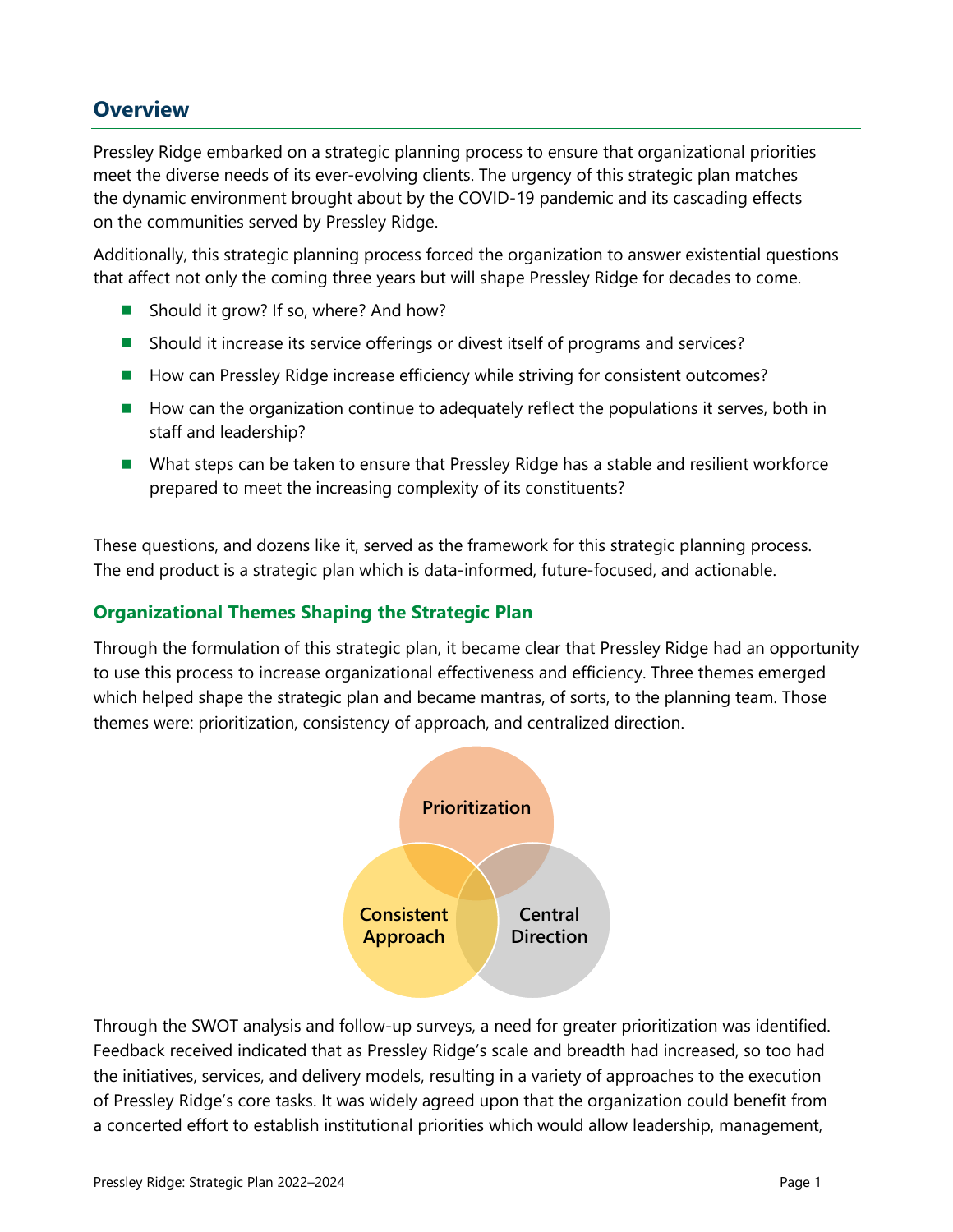## Overview

Pressley Ridge embarked on a strategic planning process to ensure that organizational priorities meet the diverse needs of its ever-evolving clients. The urgency of this strategic plan matches the dynamic environment brought about by the COVID-19 pandemic and its cascading effects on the communities served by Pressley Ridge.

Additionally, this strategic planning process forced the organization to answer existential questions that affect not only the coming three years but will shape Pressley Ridge for decades to come.

- Should it grow? If so, where? And how?
- Should it increase its service offerings or divest itself of programs and services?
- How can Pressley Ridge increase efficiency while striving for consistent outcomes?
- How can the organization continue to adequately reflect the populations it serves, both in staff and leadership?
- What steps can be taken to ensure that Pressley Ridge has a stable and resilient workforce prepared to meet the increasing complexity of its constituents?

These questions, and dozens like it, served as the framework for this strategic planning process. The end product is a strategic plan which is data-informed, future-focused, and actionable.

### Organizational Themes Shaping the Strategic Plan

Through the formulation of this strategic plan, it became clear that Pressley Ridge had an opportunity to use this process to increase organizational effectiveness and efficiency. Three themes emerged which helped shape the strategic plan and became mantras, of sorts, to the planning team. Those themes were: prioritization, consistency of approach, and centralized direction.

Prioritization

Consistent Approach

Central Direction

Through the SWOT analysis and follow-up surveys, a need for greater prioritization was identified. Feedback received indicated that as Pressley Ridge's scale and breadth had increased, so too had the initiatives, services, and delivery models, resulting in a variety of approaches to the execution of Pressley Ridge's core tasks. It was widely agreed upon that the organization could benefit from a concerted effort to establish institutional priorities which would allow leadership, management,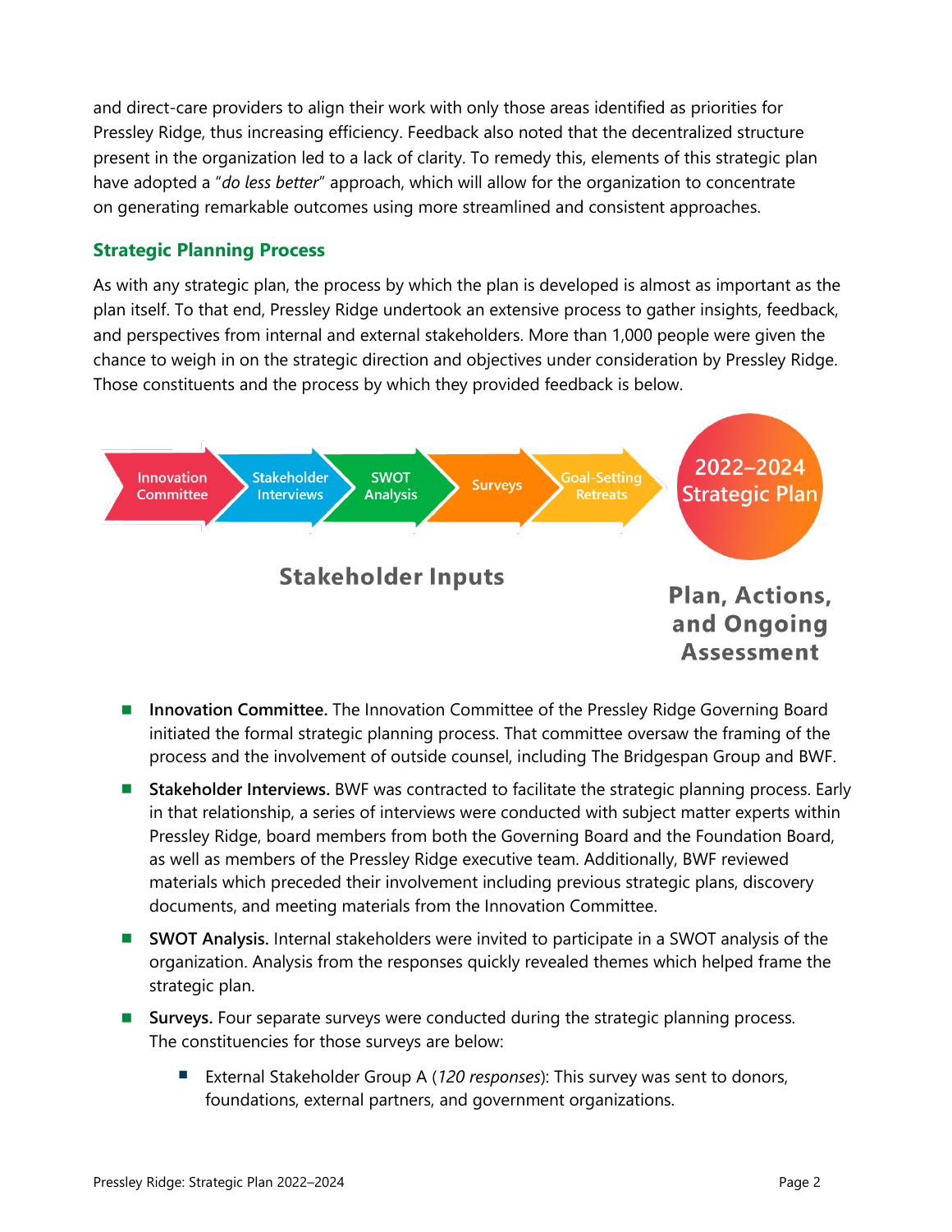and direct-care providers to align their work with only those areas identified as priorities for Pressley Ridge, thus increasing efficiency. Feedback also noted that the decentralized structure present in the organization led to a lack of clarity. To remedy this, elements of this strategic plan have adopted a "*do less better*" approach, which will allow for the organization to concentrate on generating remarkable outcomes using more streamlined and consistent approaches.

## Strategic Planning Process

As with any strategic plan, the process by which the plan is developed is almost as important as the plan itself. To that end, Pressley Ridge undertook an extensive process to gather insights, feedback, and perspectives from internal and external stakeholders. More than 1,000 people were given the chance to weigh in on the strategic direction and objectives under consideration by Pressley Ridge. Those constituents and the process by which they provided feedback is below.

Innovation Committee → Stakeholder Interviews → SWOT Analysis → Surveys → Goal-Setting Retreats → 2022–2024 Strategic Plan

**Stakeholder Inputs**

**Plan, Actions, and Ongoing Assessment**

- **Innovation Committee.** The Innovation Committee of the Pressley Ridge Governing Board initiated the formal strategic planning process. That committee oversaw the framing of the process and the involvement of outside counsel, including The Bridgespan Group and BWF.
- **Stakeholder Interviews.** BWF was contracted to facilitate the strategic planning process. Early in that relationship, a series of interviews were conducted with subject matter experts within Pressley Ridge, board members from both the Governing Board and the Foundation Board, as well as members of the Pressley Ridge executive team. Additionally, BWF reviewed materials which preceded their involvement including previous strategic plans, discovery documents, and meeting materials from the Innovation Committee.
- **SWOT Analysis.** Internal stakeholders were invited to participate in a SWOT analysis of the organization. Analysis from the responses quickly revealed themes which helped frame the strategic plan.
- **Surveys.** Four separate surveys were conducted during the strategic planning process. The constituencies for those surveys are below:
  - External Stakeholder Group A (*120 responses*): This survey was sent to donors, foundations, external partners, and government organizations.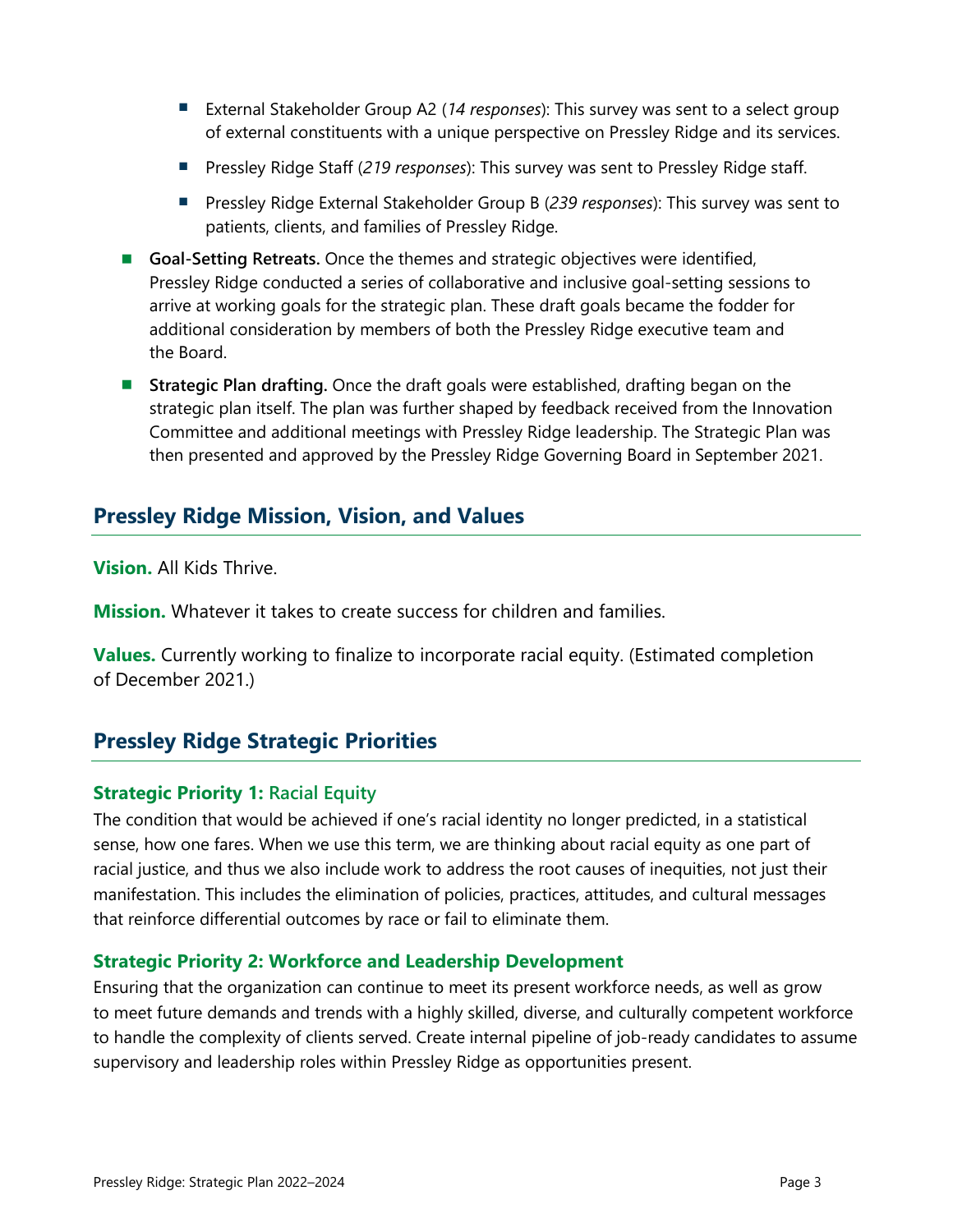- External Stakeholder Group A2 (*14 responses*): This survey was sent to a select group of external constituents with a unique perspective on Pressley Ridge and its services.
- Pressley Ridge Staff (*219 responses*): This survey was sent to Pressley Ridge staff.
- Pressley Ridge External Stakeholder Group B (*239 responses*): This survey was sent to patients, clients, and families of Pressley Ridge.

- **Goal-Setting Retreats.** Once the themes and strategic objectives were identified, Pressley Ridge conducted a series of collaborative and inclusive goal-setting sessions to arrive at working goals for the strategic plan. These draft goals became the fodder for additional consideration by members of both the Pressley Ridge executive team and the Board.
- **Strategic Plan drafting.** Once the draft goals were established, drafting began on the strategic plan itself. The plan was further shaped by feedback received from the Innovation Committee and additional meetings with Pressley Ridge leadership. The Strategic Plan was then presented and approved by the Pressley Ridge Governing Board in September 2021.

## Pressley Ridge Mission, Vision, and Values

**Vision.** All Kids Thrive.

**Mission.** Whatever it takes to create success for children and families.

**Values.** Currently working to finalize to incorporate racial equity. (Estimated completion of December 2021.)

## Pressley Ridge Strategic Priorities

### Strategic Priority 1: Racial Equity

The condition that would be achieved if one's racial identity no longer predicted, in a statistical sense, how one fares. When we use this term, we are thinking about racial equity as one part of racial justice, and thus we also include work to address the root causes of inequities, not just their manifestation. This includes the elimination of policies, practices, attitudes, and cultural messages that reinforce differential outcomes by race or fail to eliminate them.

### Strategic Priority 2: Workforce and Leadership Development

Ensuring that the organization can continue to meet its present workforce needs, as well as grow to meet future demands and trends with a highly skilled, diverse, and culturally competent workforce to handle the complexity of clients served. Create internal pipeline of job-ready candidates to assume supervisory and leadership roles within Pressley Ridge as opportunities present.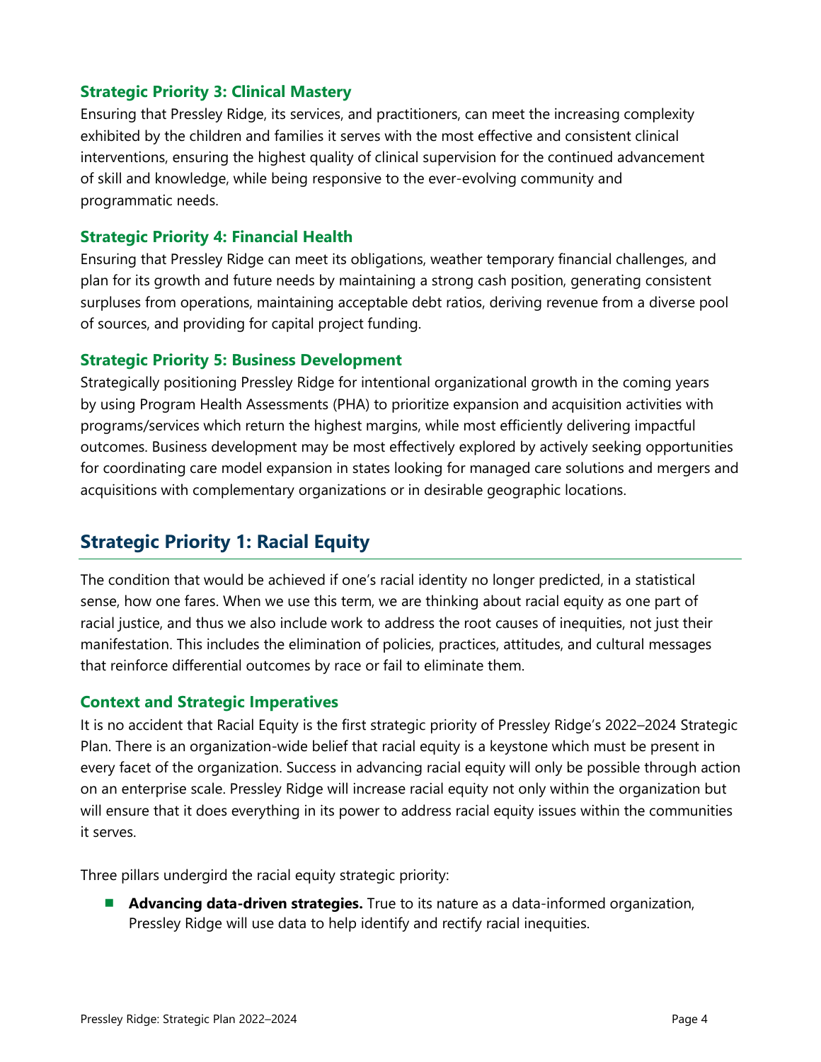### Strategic Priority 3: Clinical Mastery

Ensuring that Pressley Ridge, its services, and practitioners, can meet the increasing complexity exhibited by the children and families it serves with the most effective and consistent clinical interventions, ensuring the highest quality of clinical supervision for the continued advancement of skill and knowledge, while being responsive to the ever-evolving community and programmatic needs.

### Strategic Priority 4: Financial Health

Ensuring that Pressley Ridge can meet its obligations, weather temporary financial challenges, and plan for its growth and future needs by maintaining a strong cash position, generating consistent surpluses from operations, maintaining acceptable debt ratios, deriving revenue from a diverse pool of sources, and providing for capital project funding.

### Strategic Priority 5: Business Development

Strategically positioning Pressley Ridge for intentional organizational growth in the coming years by using Program Health Assessments (PHA) to prioritize expansion and acquisition activities with programs/services which return the highest margins, while most efficiently delivering impactful outcomes. Business development may be most effectively explored by actively seeking opportunities for coordinating care model expansion in states looking for managed care solutions and mergers and acquisitions with complementary organizations or in desirable geographic locations.

## Strategic Priority 1: Racial Equity

The condition that would be achieved if one's racial identity no longer predicted, in a statistical sense, how one fares. When we use this term, we are thinking about racial equity as one part of racial justice, and thus we also include work to address the root causes of inequities, not just their manifestation. This includes the elimination of policies, practices, attitudes, and cultural messages that reinforce differential outcomes by race or fail to eliminate them.

### Context and Strategic Imperatives

It is no accident that Racial Equity is the first strategic priority of Pressley Ridge's 2022–2024 Strategic Plan. There is an organization-wide belief that racial equity is a keystone which must be present in every facet of the organization. Success in advancing racial equity will only be possible through action on an enterprise scale. Pressley Ridge will increase racial equity not only within the organization but will ensure that it does everything in its power to address racial equity issues within the communities it serves.

Three pillars undergird the racial equity strategic priority:

- **Advancing data-driven strategies.** True to its nature as a data-informed organization, Pressley Ridge will use data to help identify and rectify racial inequities.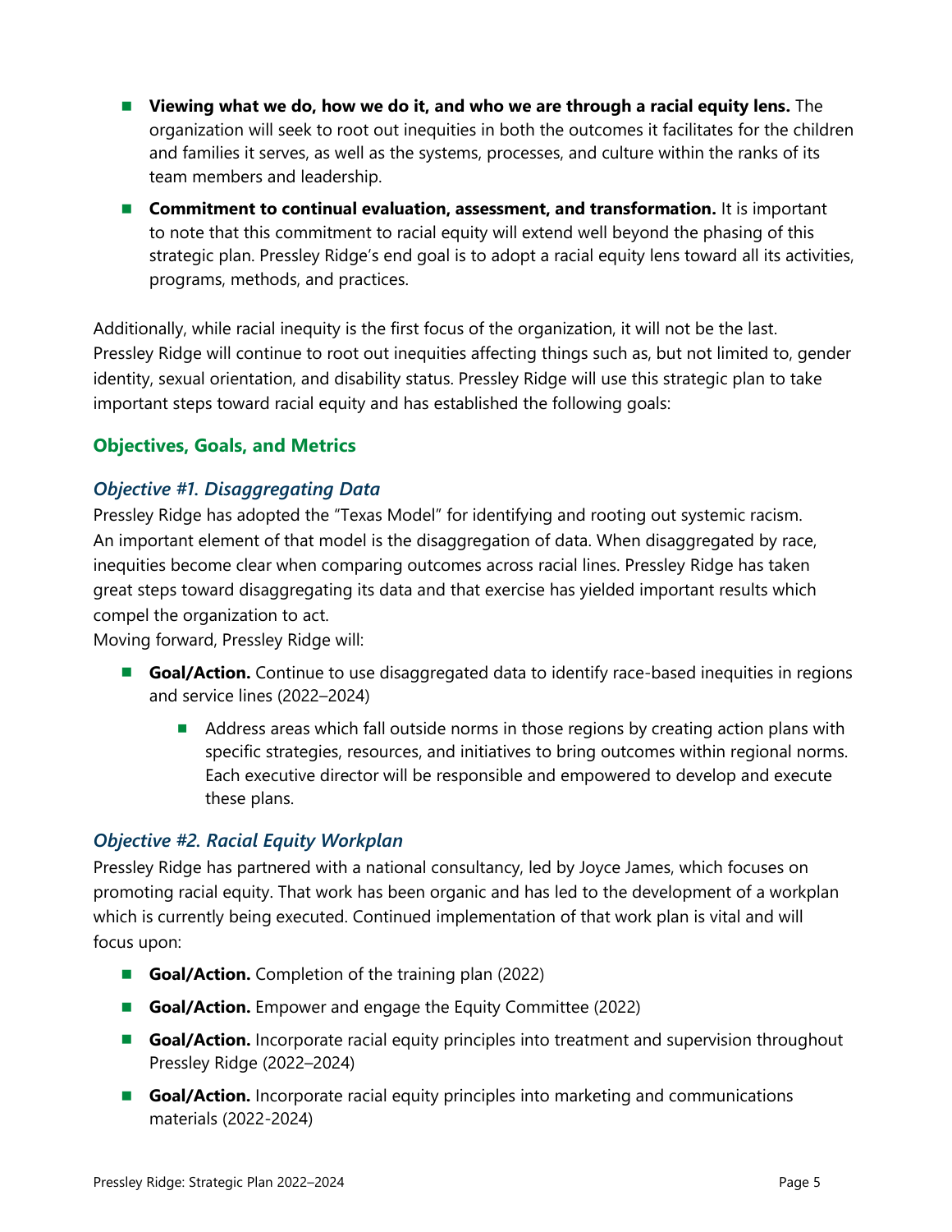- **Viewing what we do, how we do it, and who we are through a racial equity lens.** The organization will seek to root out inequities in both the outcomes it facilitates for the children and families it serves, as well as the systems, processes, and culture within the ranks of its team members and leadership.
- **Commitment to continual evaluation, assessment, and transformation.** It is important to note that this commitment to racial equity will extend well beyond the phasing of this strategic plan. Pressley Ridge's end goal is to adopt a racial equity lens toward all its activities, programs, methods, and practices.

Additionally, while racial inequity is the first focus of the organization, it will not be the last. Pressley Ridge will continue to root out inequities affecting things such as, but not limited to, gender identity, sexual orientation, and disability status. Pressley Ridge will use this strategic plan to take important steps toward racial equity and has established the following goals:

## Objectives, Goals, and Metrics

### *Objective #1. Disaggregating Data*

Pressley Ridge has adopted the "Texas Model" for identifying and rooting out systemic racism. An important element of that model is the disaggregation of data. When disaggregated by race, inequities become clear when comparing outcomes across racial lines. Pressley Ridge has taken great steps toward disaggregating its data and that exercise has yielded important results which compel the organization to act.

Moving forward, Pressley Ridge will:

- **Goal/Action.** Continue to use disaggregated data to identify race-based inequities in regions and service lines (2022–2024)
  - Address areas which fall outside norms in those regions by creating action plans with specific strategies, resources, and initiatives to bring outcomes within regional norms. Each executive director will be responsible and empowered to develop and execute these plans.

### *Objective #2. Racial Equity Workplan*

Pressley Ridge has partnered with a national consultancy, led by Joyce James, which focuses on promoting racial equity. That work has been organic and has led to the development of a workplan which is currently being executed. Continued implementation of that work plan is vital and will focus upon:

- **Goal/Action.** Completion of the training plan (2022)
- **Goal/Action.** Empower and engage the Equity Committee (2022)
- **Goal/Action.** Incorporate racial equity principles into treatment and supervision throughout Pressley Ridge (2022–2024)
- **Goal/Action.** Incorporate racial equity principles into marketing and communications materials (2022-2024)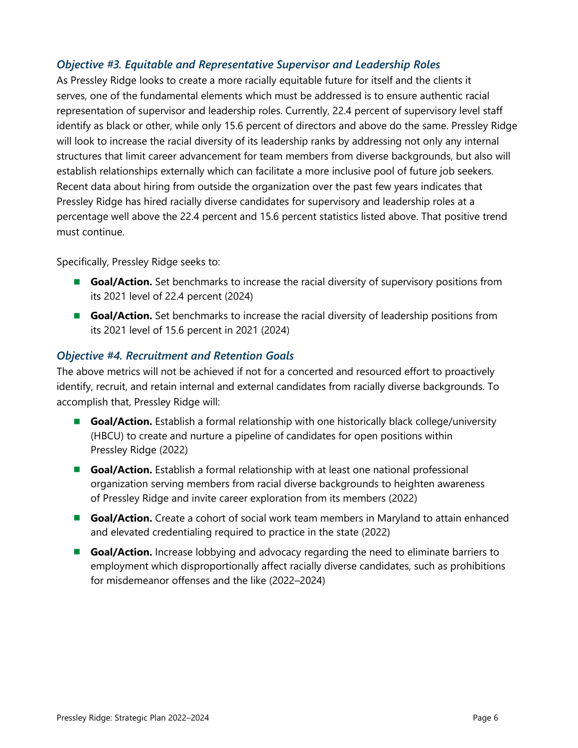### *Objective #3. Equitable and Representative Supervisor and Leadership Roles*

As Pressley Ridge looks to create a more racially equitable future for itself and the clients it serves, one of the fundamental elements which must be addressed is to ensure authentic racial representation of supervisor and leadership roles. Currently, 22.4 percent of supervisory level staff identify as black or other, while only 15.6 percent of directors and above do the same. Pressley Ridge will look to increase the racial diversity of its leadership ranks by addressing not only any internal structures that limit career advancement for team members from diverse backgrounds, but also will establish relationships externally which can facilitate a more inclusive pool of future job seekers. Recent data about hiring from outside the organization over the past few years indicates that Pressley Ridge has hired racially diverse candidates for supervisory and leadership roles at a percentage well above the 22.4 percent and 15.6 percent statistics listed above. That positive trend must continue.

Specifically, Pressley Ridge seeks to:

- **Goal/Action.** Set benchmarks to increase the racial diversity of supervisory positions from its 2021 level of 22.4 percent (2024)
- **Goal/Action.** Set benchmarks to increase the racial diversity of leadership positions from its 2021 level of 15.6 percent in 2021 (2024)

### *Objective #4. Recruitment and Retention Goals*

The above metrics will not be achieved if not for a concerted and resourced effort to proactively identify, recruit, and retain internal and external candidates from racially diverse backgrounds. To accomplish that, Pressley Ridge will:

- **Goal/Action.** Establish a formal relationship with one historically black college/university (HBCU) to create and nurture a pipeline of candidates for open positions within Pressley Ridge (2022)
- **Goal/Action.** Establish a formal relationship with at least one national professional organization serving members from racial diverse backgrounds to heighten awareness of Pressley Ridge and invite career exploration from its members (2022)
- **Goal/Action.** Create a cohort of social work team members in Maryland to attain enhanced and elevated credentialing required to practice in the state (2022)
- **Goal/Action.** Increase lobbying and advocacy regarding the need to eliminate barriers to employment which disproportionally affect racially diverse candidates, such as prohibitions for misdemeanor offenses and the like (2022–2024)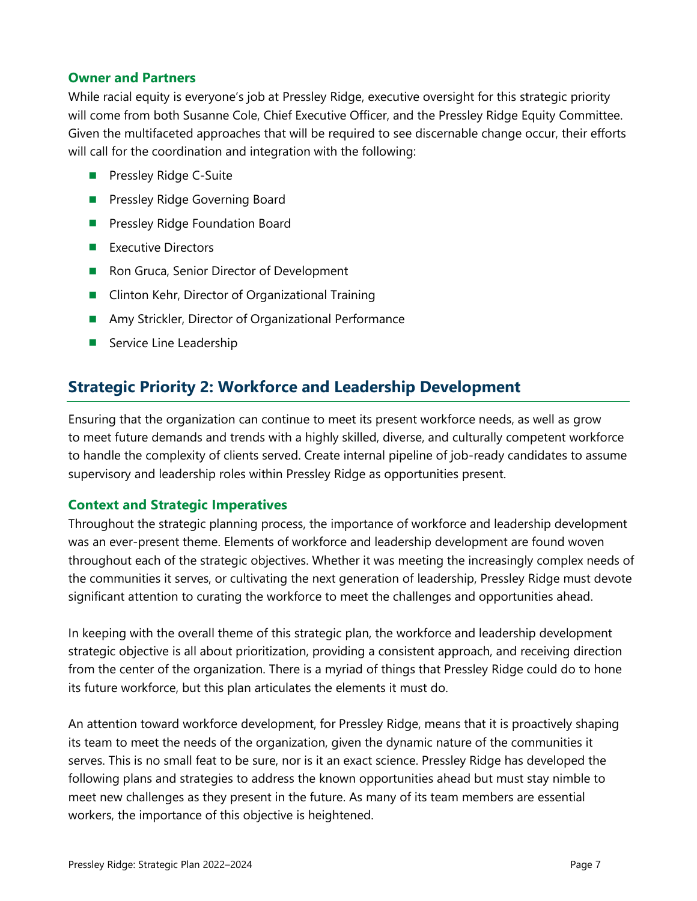### Owner and Partners

While racial equity is everyone's job at Pressley Ridge, executive oversight for this strategic priority will come from both Susanne Cole, Chief Executive Officer, and the Pressley Ridge Equity Committee. Given the multifaceted approaches that will be required to see discernable change occur, their efforts will call for the coordination and integration with the following:

- Pressley Ridge C-Suite
- Pressley Ridge Governing Board
- Pressley Ridge Foundation Board
- Executive Directors
- Ron Gruca, Senior Director of Development
- Clinton Kehr, Director of Organizational Training
- Amy Strickler, Director of Organizational Performance
- Service Line Leadership

## Strategic Priority 2: Workforce and Leadership Development

Ensuring that the organization can continue to meet its present workforce needs, as well as grow to meet future demands and trends with a highly skilled, diverse, and culturally competent workforce to handle the complexity of clients served. Create internal pipeline of job-ready candidates to assume supervisory and leadership roles within Pressley Ridge as opportunities present.

### Context and Strategic Imperatives

Throughout the strategic planning process, the importance of workforce and leadership development was an ever-present theme. Elements of workforce and leadership development are found woven throughout each of the strategic objectives. Whether it was meeting the increasingly complex needs of the communities it serves, or cultivating the next generation of leadership, Pressley Ridge must devote significant attention to curating the workforce to meet the challenges and opportunities ahead.

In keeping with the overall theme of this strategic plan, the workforce and leadership development strategic objective is all about prioritization, providing a consistent approach, and receiving direction from the center of the organization. There is a myriad of things that Pressley Ridge could do to hone its future workforce, but this plan articulates the elements it must do.

An attention toward workforce development, for Pressley Ridge, means that it is proactively shaping its team to meet the needs of the organization, given the dynamic nature of the communities it serves. This is no small feat to be sure, nor is it an exact science. Pressley Ridge has developed the following plans and strategies to address the known opportunities ahead but must stay nimble to meet new challenges as they present in the future. As many of its team members are essential workers, the importance of this objective is heightened.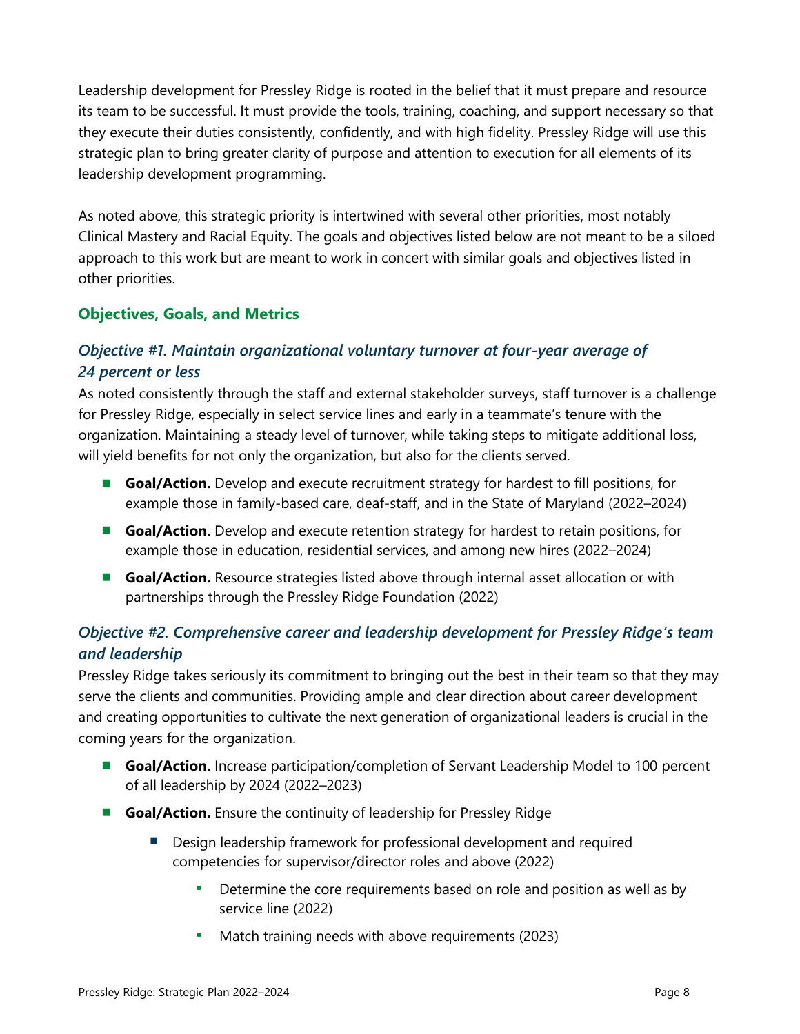Leadership development for Pressley Ridge is rooted in the belief that it must prepare and resource its team to be successful. It must provide the tools, training, coaching, and support necessary so that they execute their duties consistently, confidently, and with high fidelity. Pressley Ridge will use this strategic plan to bring greater clarity of purpose and attention to execution for all elements of its leadership development programming.

As noted above, this strategic priority is intertwined with several other priorities, most notably Clinical Mastery and Racial Equity. The goals and objectives listed below are not meant to be a siloed approach to this work but are meant to work in concert with similar goals and objectives listed in other priorities.

### Objectives, Goals, and Metrics

#### *Objective #1. Maintain organizational voluntary turnover at four-year average of 24 percent or less*

As noted consistently through the staff and external stakeholder surveys, staff turnover is a challenge for Pressley Ridge, especially in select service lines and early in a teammate's tenure with the organization. Maintaining a steady level of turnover, while taking steps to mitigate additional loss, will yield benefits for not only the organization, but also for the clients served.

- **Goal/Action.** Develop and execute recruitment strategy for hardest to fill positions, for example those in family-based care, deaf-staff, and in the State of Maryland (2022–2024)
- **Goal/Action.** Develop and execute retention strategy for hardest to retain positions, for example those in education, residential services, and among new hires (2022–2024)
- **Goal/Action.** Resource strategies listed above through internal asset allocation or with partnerships through the Pressley Ridge Foundation (2022)

#### *Objective #2. Comprehensive career and leadership development for Pressley Ridge's team and leadership*

Pressley Ridge takes seriously its commitment to bringing out the best in their team so that they may serve the clients and communities. Providing ample and clear direction about career development and creating opportunities to cultivate the next generation of organizational leaders is crucial in the coming years for the organization.

- **Goal/Action.** Increase participation/completion of Servant Leadership Model to 100 percent of all leadership by 2024 (2022–2023)
- **Goal/Action.** Ensure the continuity of leadership for Pressley Ridge
  - Design leadership framework for professional development and required competencies for supervisor/director roles and above (2022)
    - Determine the core requirements based on role and position as well as by service line (2022)
    - Match training needs with above requirements (2023)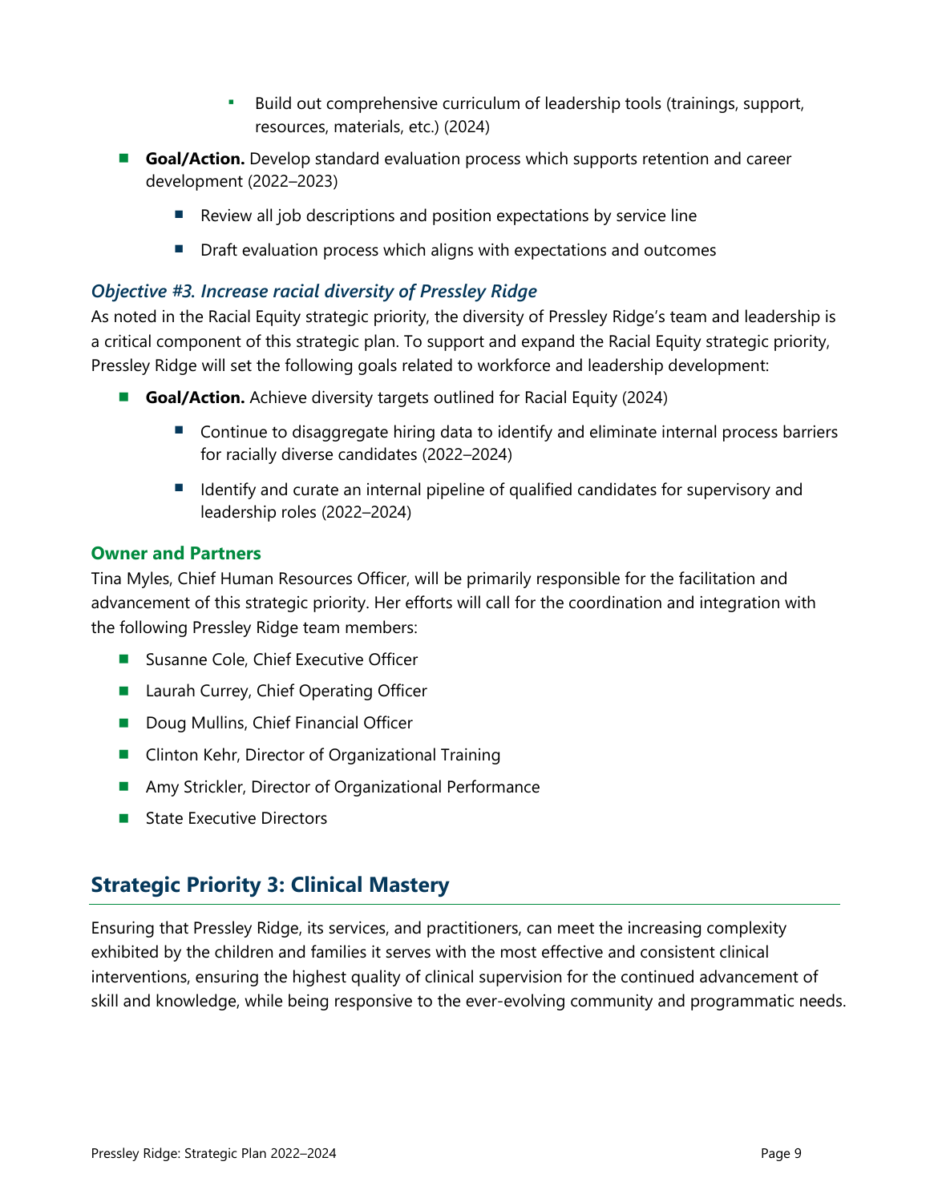- Build out comprehensive curriculum of leadership tools (trainings, support, resources, materials, etc.) (2024)

- **Goal/Action.** Develop standard evaluation process which supports retention and career development (2022–2023)
    - Review all job descriptions and position expectations by service line
    - Draft evaluation process which aligns with expectations and outcomes

### *Objective #3. Increase racial diversity of Pressley Ridge*

As noted in the Racial Equity strategic priority, the diversity of Pressley Ridge's team and leadership is a critical component of this strategic plan. To support and expand the Racial Equity strategic priority, Pressley Ridge will set the following goals related to workforce and leadership development:

- **Goal/Action.** Achieve diversity targets outlined for Racial Equity (2024)
    - Continue to disaggregate hiring data to identify and eliminate internal process barriers for racially diverse candidates (2022–2024)
    - Identify and curate an internal pipeline of qualified candidates for supervisory and leadership roles (2022–2024)

### Owner and Partners

Tina Myles, Chief Human Resources Officer, will be primarily responsible for the facilitation and advancement of this strategic priority. Her efforts will call for the coordination and integration with the following Pressley Ridge team members:

- Susanne Cole, Chief Executive Officer
- Laurah Currey, Chief Operating Officer
- Doug Mullins, Chief Financial Officer
- Clinton Kehr, Director of Organizational Training
- Amy Strickler, Director of Organizational Performance
- State Executive Directors

## Strategic Priority 3: Clinical Mastery

Ensuring that Pressley Ridge, its services, and practitioners, can meet the increasing complexity exhibited by the children and families it serves with the most effective and consistent clinical interventions, ensuring the highest quality of clinical supervision for the continued advancement of skill and knowledge, while being responsive to the ever-evolving community and programmatic needs.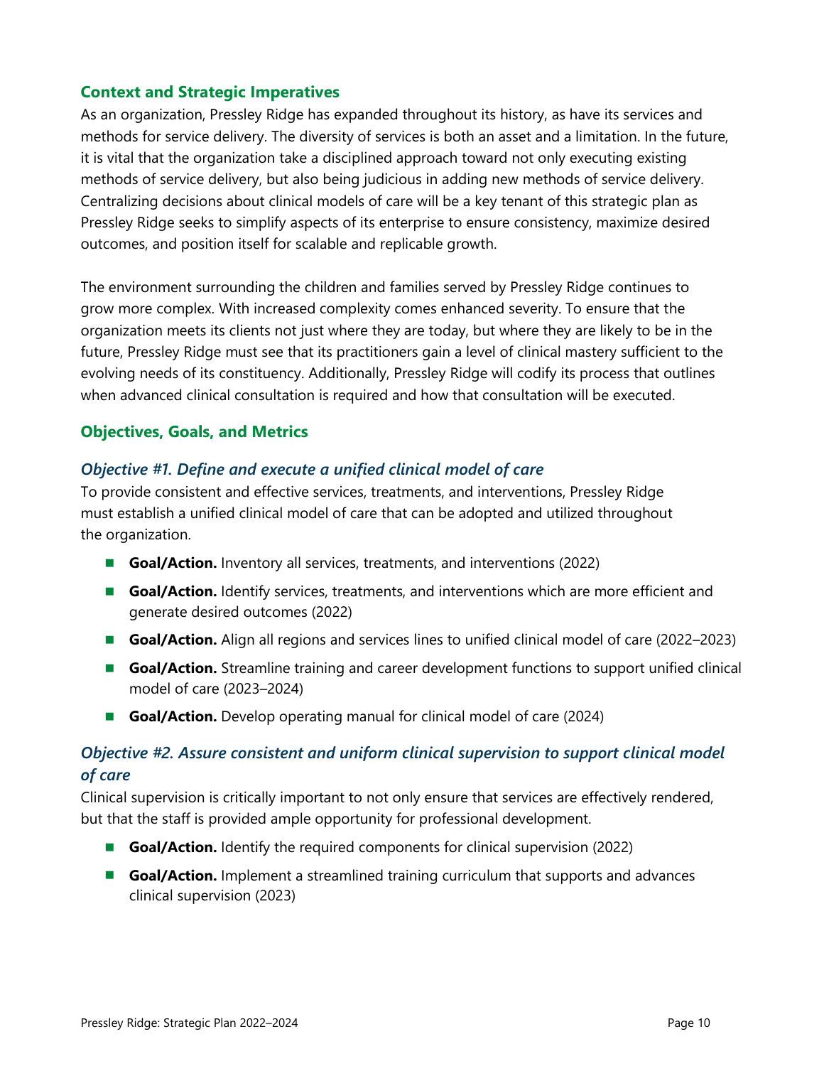## Context and Strategic Imperatives

As an organization, Pressley Ridge has expanded throughout its history, as have its services and methods for service delivery. The diversity of services is both an asset and a limitation. In the future, it is vital that the organization take a disciplined approach toward not only executing existing methods of service delivery, but also being judicious in adding new methods of service delivery. Centralizing decisions about clinical models of care will be a key tenant of this strategic plan as Pressley Ridge seeks to simplify aspects of its enterprise to ensure consistency, maximize desired outcomes, and position itself for scalable and replicable growth.

The environment surrounding the children and families served by Pressley Ridge continues to grow more complex. With increased complexity comes enhanced severity. To ensure that the organization meets its clients not just where they are today, but where they are likely to be in the future, Pressley Ridge must see that its practitioners gain a level of clinical mastery sufficient to the evolving needs of its constituency. Additionally, Pressley Ridge will codify its process that outlines when advanced clinical consultation is required and how that consultation will be executed.

## Objectives, Goals, and Metrics

### *Objective #1. Define and execute a unified clinical model of care*

To provide consistent and effective services, treatments, and interventions, Pressley Ridge must establish a unified clinical model of care that can be adopted and utilized throughout the organization.

- **Goal/Action.** Inventory all services, treatments, and interventions (2022)
- **Goal/Action.** Identify services, treatments, and interventions which are more efficient and generate desired outcomes (2022)
- **Goal/Action.** Align all regions and services lines to unified clinical model of care (2022–2023)
- **Goal/Action.** Streamline training and career development functions to support unified clinical model of care (2023–2024)
- **Goal/Action.** Develop operating manual for clinical model of care (2024)

### *Objective #2. Assure consistent and uniform clinical supervision to support clinical model of care*

Clinical supervision is critically important to not only ensure that services are effectively rendered, but that the staff is provided ample opportunity for professional development.

- **Goal/Action.** Identify the required components for clinical supervision (2022)
- **Goal/Action.** Implement a streamlined training curriculum that supports and advances clinical supervision (2023)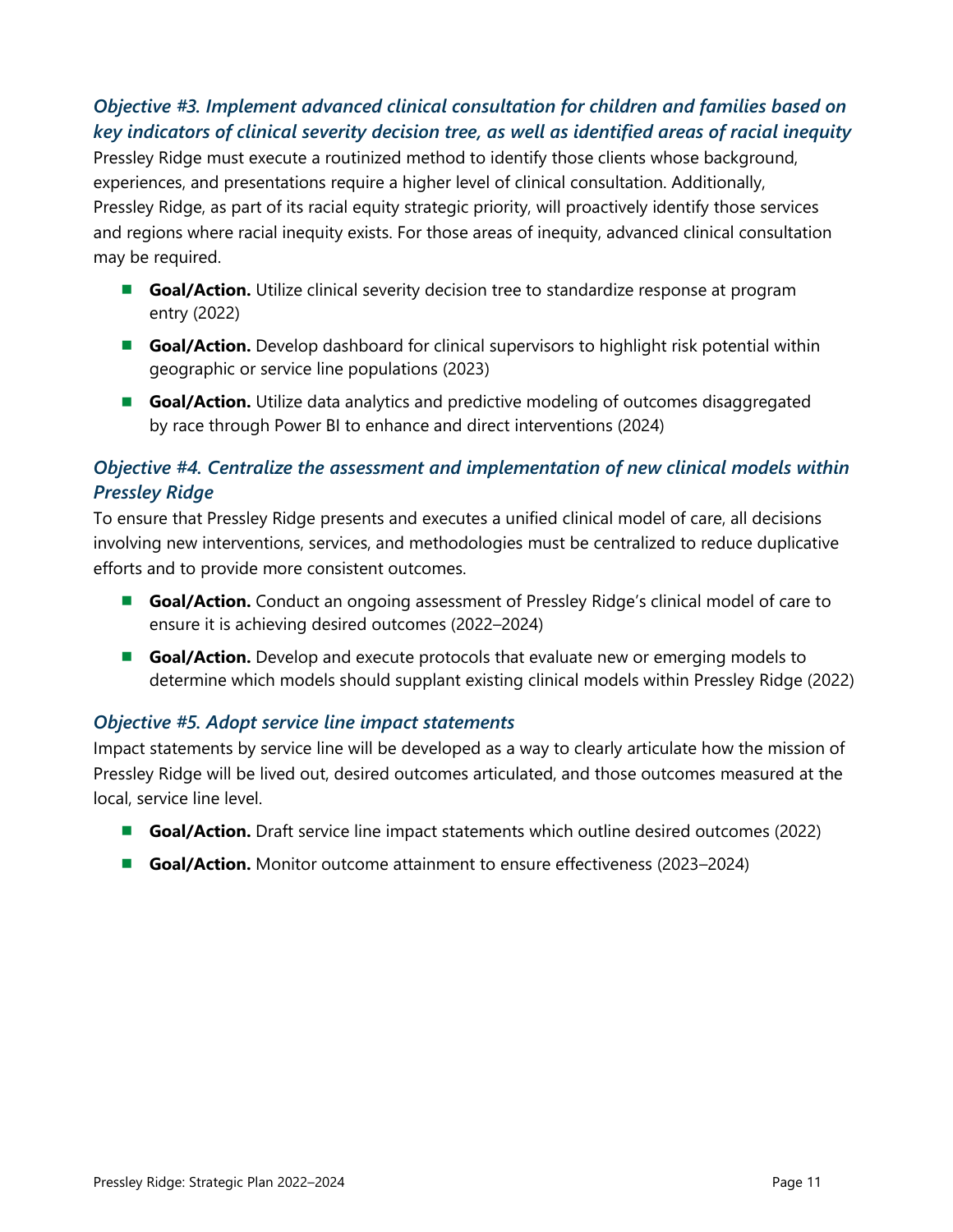### *Objective #3. Implement advanced clinical consultation for children and families based on key indicators of clinical severity decision tree, as well as identified areas of racial inequity*

Pressley Ridge must execute a routinized method to identify those clients whose background, experiences, and presentations require a higher level of clinical consultation. Additionally, Pressley Ridge, as part of its racial equity strategic priority, will proactively identify those services and regions where racial inequity exists. For those areas of inequity, advanced clinical consultation may be required.

- **Goal/Action.** Utilize clinical severity decision tree to standardize response at program entry (2022)
- **Goal/Action.** Develop dashboard for clinical supervisors to highlight risk potential within geographic or service line populations (2023)
- **Goal/Action.** Utilize data analytics and predictive modeling of outcomes disaggregated by race through Power BI to enhance and direct interventions (2024)

### *Objective #4. Centralize the assessment and implementation of new clinical models within Pressley Ridge*

To ensure that Pressley Ridge presents and executes a unified clinical model of care, all decisions involving new interventions, services, and methodologies must be centralized to reduce duplicative efforts and to provide more consistent outcomes.

- **Goal/Action.** Conduct an ongoing assessment of Pressley Ridge's clinical model of care to ensure it is achieving desired outcomes (2022–2024)
- **Goal/Action.** Develop and execute protocols that evaluate new or emerging models to determine which models should supplant existing clinical models within Pressley Ridge (2022)

### *Objective #5. Adopt service line impact statements*

Impact statements by service line will be developed as a way to clearly articulate how the mission of Pressley Ridge will be lived out, desired outcomes articulated, and those outcomes measured at the local, service line level.

- **Goal/Action.** Draft service line impact statements which outline desired outcomes (2022)
- **Goal/Action.** Monitor outcome attainment to ensure effectiveness (2023–2024)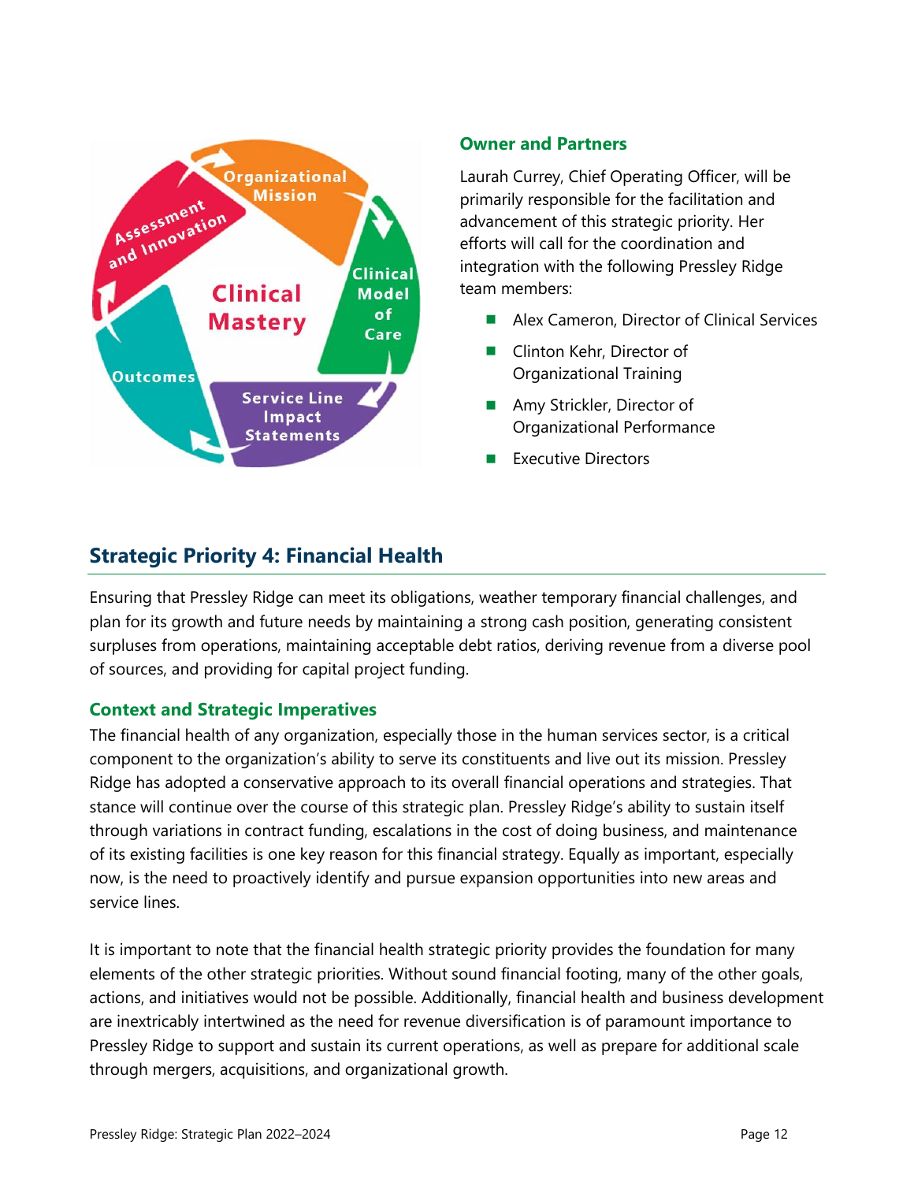### Owner and Partners

Laurah Currey, Chief Operating Officer, will be primarily responsible for the facilitation and advancement of this strategic priority. Her efforts will call for the coordination and integration with the following Pressley Ridge team members:

- Alex Cameron, Director of Clinical Services
- Clinton Kehr, Director of Organizational Training
- Amy Strickler, Director of Organizational Performance
- Executive Directors

## Strategic Priority 4: Financial Health

Ensuring that Pressley Ridge can meet its obligations, weather temporary financial challenges, and plan for its growth and future needs by maintaining a strong cash position, generating consistent surpluses from operations, maintaining acceptable debt ratios, deriving revenue from a diverse pool of sources, and providing for capital project funding.

### Context and Strategic Imperatives

The financial health of any organization, especially those in the human services sector, is a critical component to the organization's ability to serve its constituents and live out its mission. Pressley Ridge has adopted a conservative approach to its overall financial operations and strategies. That stance will continue over the course of this strategic plan. Pressley Ridge's ability to sustain itself through variations in contract funding, escalations in the cost of doing business, and maintenance of its existing facilities is one key reason for this financial strategy. Equally as important, especially now, is the need to proactively identify and pursue expansion opportunities into new areas and service lines.

It is important to note that the financial health strategic priority provides the foundation for many elements of the other strategic priorities. Without sound financial footing, many of the other goals, actions, and initiatives would not be possible. Additionally, financial health and business development are inextricably intertwined as the need for revenue diversification is of paramount importance to Pressley Ridge to support and sustain its current operations, as well as prepare for additional scale through mergers, acquisitions, and organizational growth.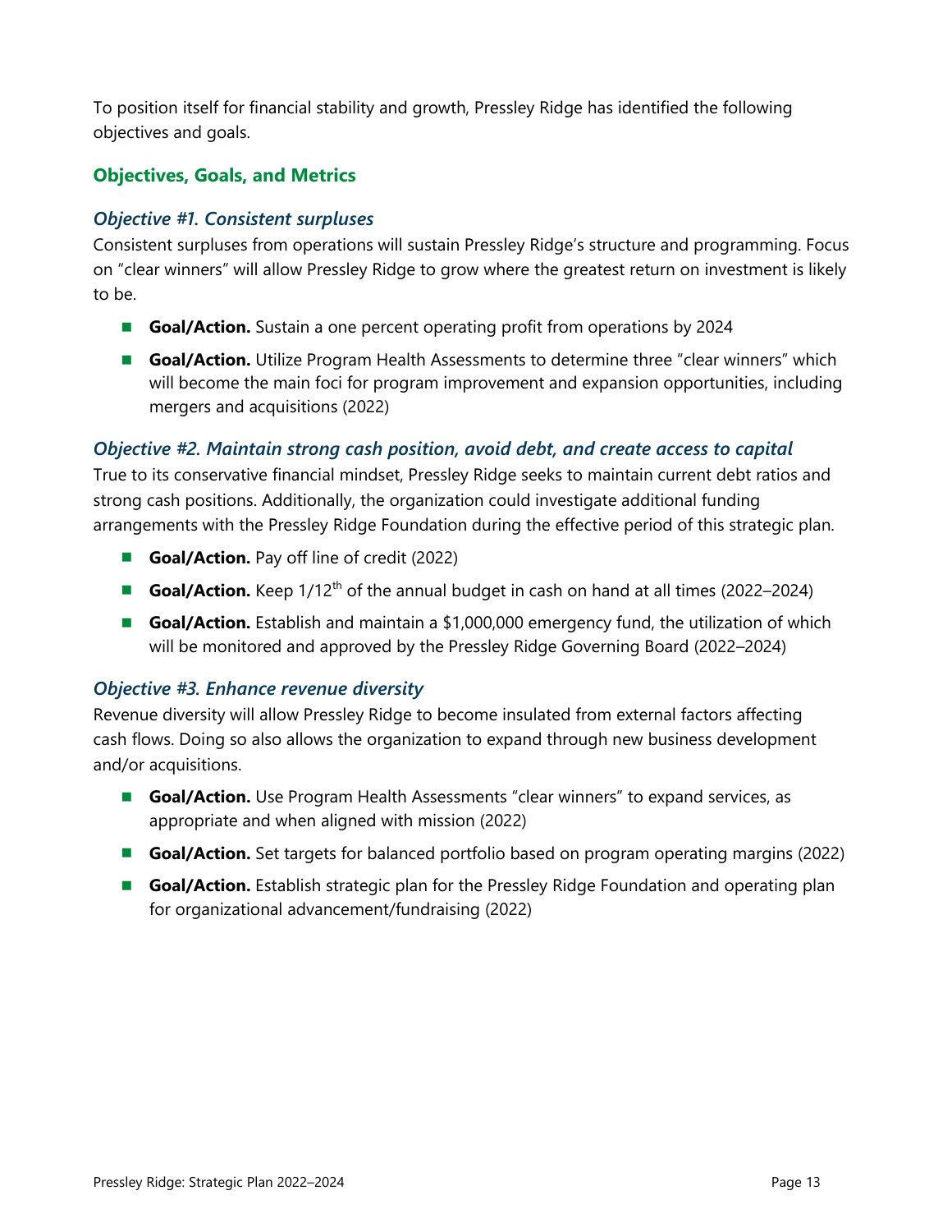To position itself for financial stability and growth, Pressley Ridge has identified the following objectives and goals.

## Objectives, Goals, and Metrics

### *Objective #1. Consistent surpluses*

Consistent surpluses from operations will sustain Pressley Ridge's structure and programming. Focus on "clear winners" will allow Pressley Ridge to grow where the greatest return on investment is likely to be.

- **Goal/Action.** Sustain a one percent operating profit from operations by 2024
- **Goal/Action.** Utilize Program Health Assessments to determine three "clear winners" which will become the main foci for program improvement and expansion opportunities, including mergers and acquisitions (2022)

### *Objective #2. Maintain strong cash position, avoid debt, and create access to capital*

True to its conservative financial mindset, Pressley Ridge seeks to maintain current debt ratios and strong cash positions. Additionally, the organization could investigate additional funding arrangements with the Pressley Ridge Foundation during the effective period of this strategic plan.

- **Goal/Action.** Pay off line of credit (2022)
- **Goal/Action.** Keep 1/12th of the annual budget in cash on hand at all times (2022–2024)
- **Goal/Action.** Establish and maintain a $1,000,000 emergency fund, the utilization of which will be monitored and approved by the Pressley Ridge Governing Board (2022–2024)

### *Objective #3. Enhance revenue diversity*

Revenue diversity will allow Pressley Ridge to become insulated from external factors affecting cash flows. Doing so also allows the organization to expand through new business development and/or acquisitions.

- **Goal/Action.** Use Program Health Assessments "clear winners" to expand services, as appropriate and when aligned with mission (2022)
- **Goal/Action.** Set targets for balanced portfolio based on program operating margins (2022)
- **Goal/Action.** Establish strategic plan for the Pressley Ridge Foundation and operating plan for organizational advancement/fundraising (2022)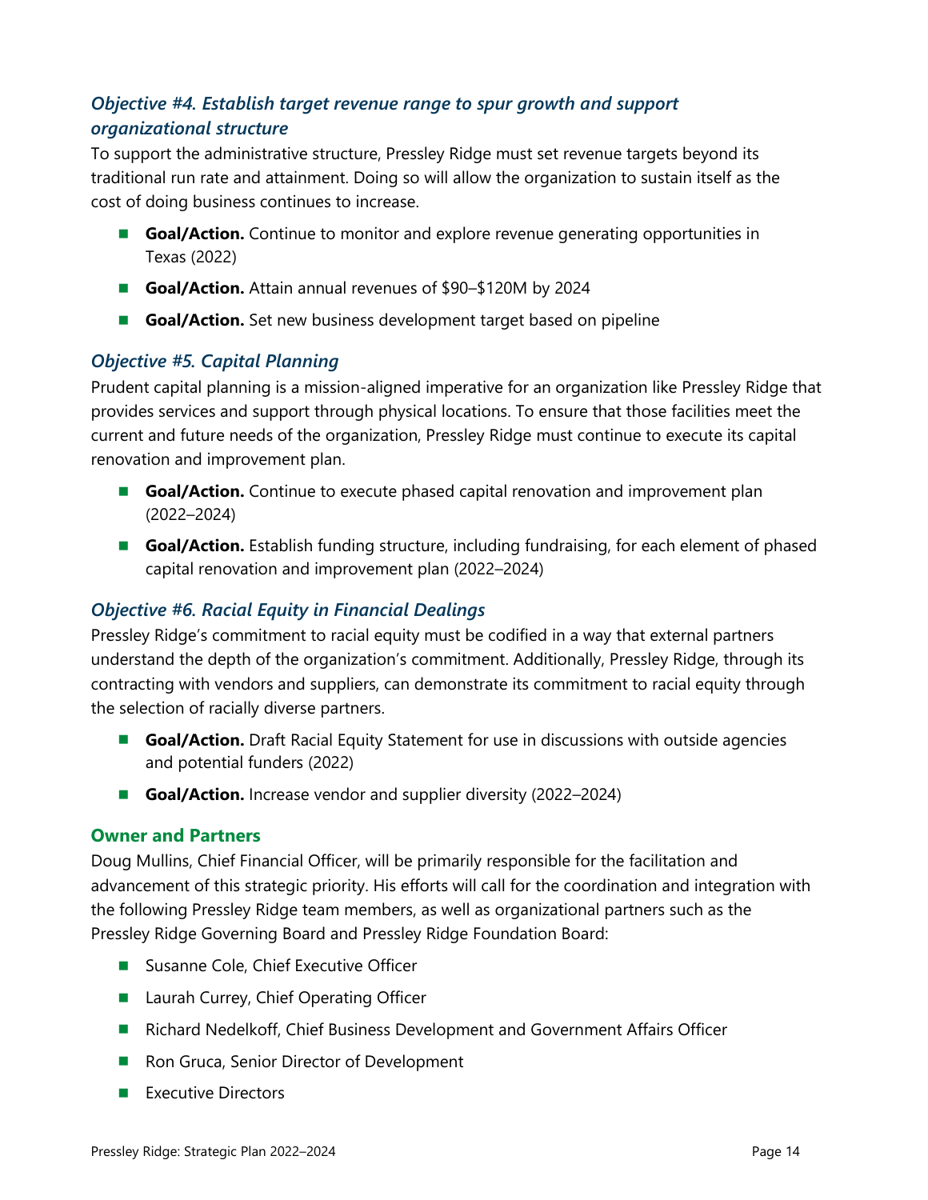### *Objective #4. Establish target revenue range to spur growth and support organizational structure*

To support the administrative structure, Pressley Ridge must set revenue targets beyond its traditional run rate and attainment. Doing so will allow the organization to sustain itself as the cost of doing business continues to increase.

- **Goal/Action.** Continue to monitor and explore revenue generating opportunities in Texas (2022)
- **Goal/Action.** Attain annual revenues of $90–$120M by 2024
- **Goal/Action.** Set new business development target based on pipeline

### *Objective #5. Capital Planning*

Prudent capital planning is a mission-aligned imperative for an organization like Pressley Ridge that provides services and support through physical locations. To ensure that those facilities meet the current and future needs of the organization, Pressley Ridge must continue to execute its capital renovation and improvement plan.

- **Goal/Action.** Continue to execute phased capital renovation and improvement plan (2022–2024)
- **Goal/Action.** Establish funding structure, including fundraising, for each element of phased capital renovation and improvement plan (2022–2024)

### *Objective #6. Racial Equity in Financial Dealings*

Pressley Ridge's commitment to racial equity must be codified in a way that external partners understand the depth of the organization's commitment. Additionally, Pressley Ridge, through its contracting with vendors and suppliers, can demonstrate its commitment to racial equity through the selection of racially diverse partners.

- **Goal/Action.** Draft Racial Equity Statement for use in discussions with outside agencies and potential funders (2022)
- **Goal/Action.** Increase vendor and supplier diversity (2022–2024)

### Owner and Partners

Doug Mullins, Chief Financial Officer, will be primarily responsible for the facilitation and advancement of this strategic priority. His efforts will call for the coordination and integration with the following Pressley Ridge team members, as well as organizational partners such as the Pressley Ridge Governing Board and Pressley Ridge Foundation Board:

- Susanne Cole, Chief Executive Officer
- Laurah Currey, Chief Operating Officer
- Richard Nedelkoff, Chief Business Development and Government Affairs Officer
- Ron Gruca, Senior Director of Development
- Executive Directors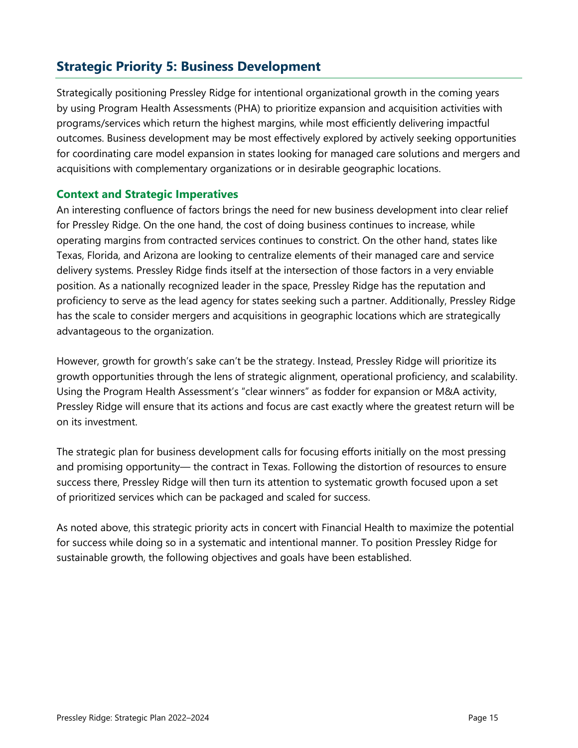## Strategic Priority 5: Business Development

Strategically positioning Pressley Ridge for intentional organizational growth in the coming years by using Program Health Assessments (PHA) to prioritize expansion and acquisition activities with programs/services which return the highest margins, while most efficiently delivering impactful outcomes. Business development may be most effectively explored by actively seeking opportunities for coordinating care model expansion in states looking for managed care solutions and mergers and acquisitions with complementary organizations or in desirable geographic locations.

### Context and Strategic Imperatives

An interesting confluence of factors brings the need for new business development into clear relief for Pressley Ridge. On the one hand, the cost of doing business continues to increase, while operating margins from contracted services continues to constrict. On the other hand, states like Texas, Florida, and Arizona are looking to centralize elements of their managed care and service delivery systems. Pressley Ridge finds itself at the intersection of those factors in a very enviable position. As a nationally recognized leader in the space, Pressley Ridge has the reputation and proficiency to serve as the lead agency for states seeking such a partner. Additionally, Pressley Ridge has the scale to consider mergers and acquisitions in geographic locations which are strategically advantageous to the organization.

However, growth for growth's sake can't be the strategy. Instead, Pressley Ridge will prioritize its growth opportunities through the lens of strategic alignment, operational proficiency, and scalability. Using the Program Health Assessment's "clear winners" as fodder for expansion or M&A activity, Pressley Ridge will ensure that its actions and focus are cast exactly where the greatest return will be on its investment.

The strategic plan for business development calls for focusing efforts initially on the most pressing and promising opportunity— the contract in Texas. Following the distortion of resources to ensure success there, Pressley Ridge will then turn its attention to systematic growth focused upon a set of prioritized services which can be packaged and scaled for success.

As noted above, this strategic priority acts in concert with Financial Health to maximize the potential for success while doing so in a systematic and intentional manner. To position Pressley Ridge for sustainable growth, the following objectives and goals have been established.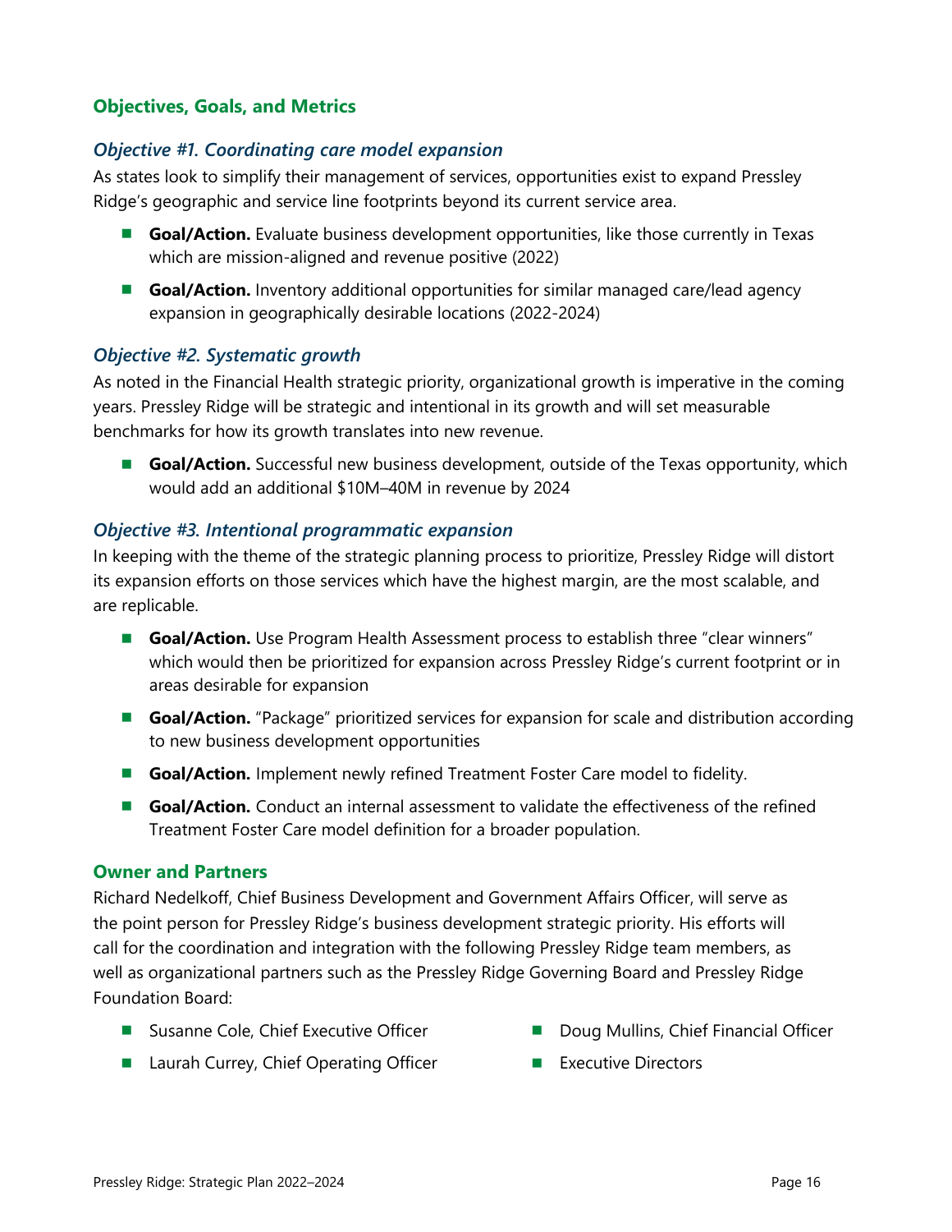## Objectives, Goals, and Metrics

### *Objective #1. Coordinating care model expansion*

As states look to simplify their management of services, opportunities exist to expand Pressley Ridge's geographic and service line footprints beyond its current service area.

- **Goal/Action.** Evaluate business development opportunities, like those currently in Texas which are mission-aligned and revenue positive (2022)
- **Goal/Action.** Inventory additional opportunities for similar managed care/lead agency expansion in geographically desirable locations (2022-2024)

### *Objective #2. Systematic growth*

As noted in the Financial Health strategic priority, organizational growth is imperative in the coming years. Pressley Ridge will be strategic and intentional in its growth and will set measurable benchmarks for how its growth translates into new revenue.

- **Goal/Action.** Successful new business development, outside of the Texas opportunity, which would add an additional $10M–40M in revenue by 2024

### *Objective #3. Intentional programmatic expansion*

In keeping with the theme of the strategic planning process to prioritize, Pressley Ridge will distort its expansion efforts on those services which have the highest margin, are the most scalable, and are replicable.

- **Goal/Action.** Use Program Health Assessment process to establish three "clear winners" which would then be prioritized for expansion across Pressley Ridge's current footprint or in areas desirable for expansion
- **Goal/Action.** "Package" prioritized services for expansion for scale and distribution according to new business development opportunities
- **Goal/Action.** Implement newly refined Treatment Foster Care model to fidelity.
- **Goal/Action.** Conduct an internal assessment to validate the effectiveness of the refined Treatment Foster Care model definition for a broader population.

## Owner and Partners

Richard Nedelkoff, Chief Business Development and Government Affairs Officer, will serve as the point person for Pressley Ridge's business development strategic priority. His efforts will call for the coordination and integration with the following Pressley Ridge team members, as well as organizational partners such as the Pressley Ridge Governing Board and Pressley Ridge Foundation Board:

- Susanne Cole, Chief Executive Officer
- Laurah Currey, Chief Operating Officer
- Doug Mullins, Chief Financial Officer
- Executive Directors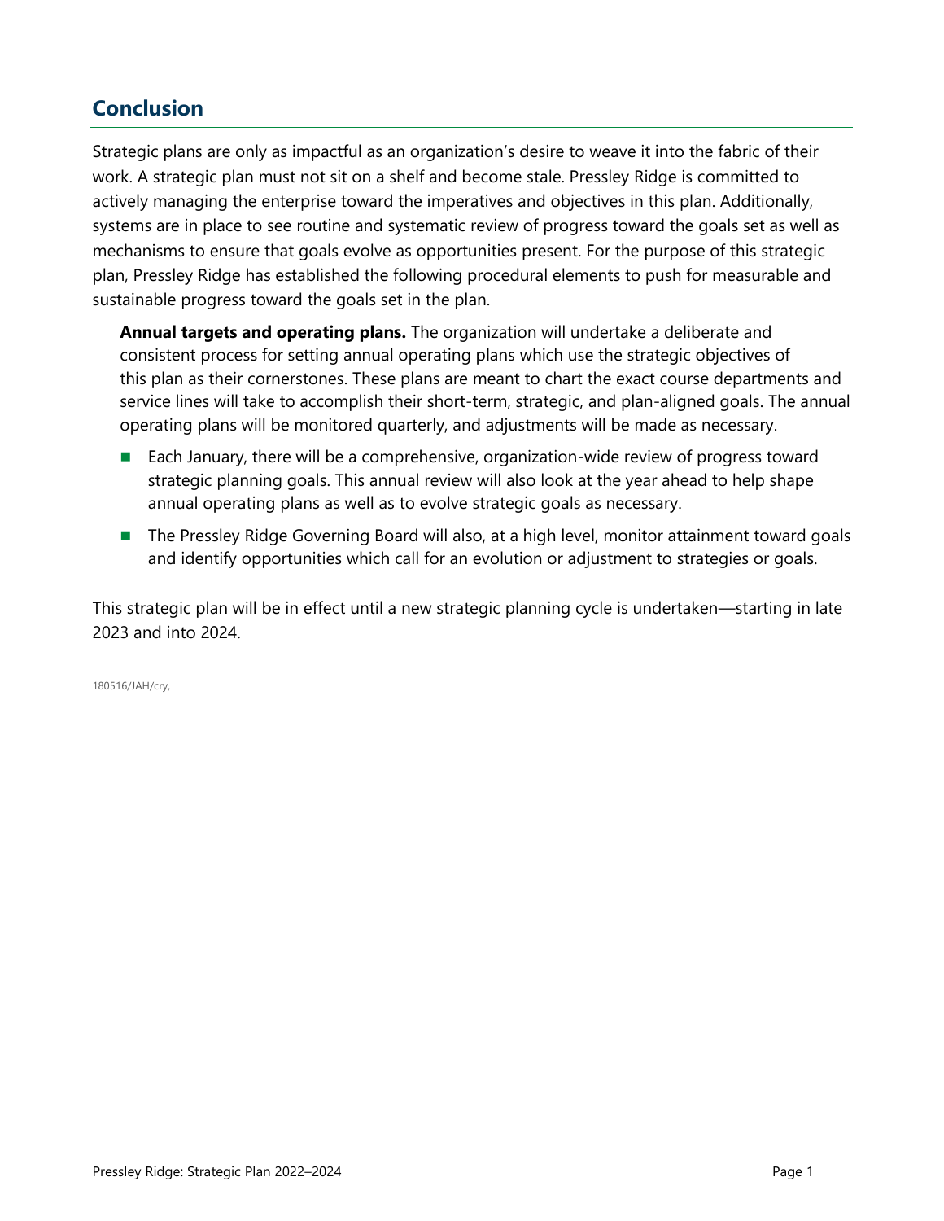## Conclusion

Strategic plans are only as impactful as an organization's desire to weave it into the fabric of their work. A strategic plan must not sit on a shelf and become stale. Pressley Ridge is committed to actively managing the enterprise toward the imperatives and objectives in this plan. Additionally, systems are in place to see routine and systematic review of progress toward the goals set as well as mechanisms to ensure that goals evolve as opportunities present. For the purpose of this strategic plan, Pressley Ridge has established the following procedural elements to push for measurable and sustainable progress toward the goals set in the plan.

**Annual targets and operating plans.** The organization will undertake a deliberate and consistent process for setting annual operating plans which use the strategic objectives of this plan as their cornerstones. These plans are meant to chart the exact course departments and service lines will take to accomplish their short-term, strategic, and plan-aligned goals. The annual operating plans will be monitored quarterly, and adjustments will be made as necessary.

- Each January, there will be a comprehensive, organization-wide review of progress toward strategic planning goals. This annual review will also look at the year ahead to help shape annual operating plans as well as to evolve strategic goals as necessary.
- The Pressley Ridge Governing Board will also, at a high level, monitor attainment toward goals and identify opportunities which call for an evolution or adjustment to strategies or goals.

This strategic plan will be in effect until a new strategic planning cycle is undertaken—starting in late 2023 and into 2024.

180516/JAH/cry,